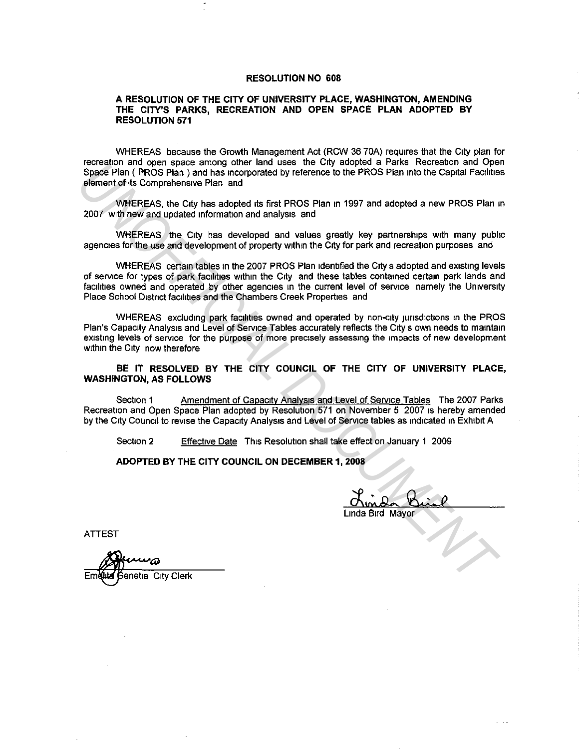# RESOLUTION NO 608

## A RESOLUTION OF THE CITY OF UNIVERSITY PLACE, WASHINGTON, AMENDING THE CITY'S PARKS, RECREATION AND OPEN SPACE PLAN ADOPTED BY RESOLUTION 571

WHEREAS because the Growth Management Act (RCW 36 70A) requires that the City plan for recreation and open space among other land uses the City adopted a Parks Recreation and Open Space Plan ( PROS Plan ) and has incorporated by reference to the PROS Plan into the Capital Facilities element of its Comprehensive Plan and

WHEREAS, the City has adopted its first PROS Plan in 1997 and adopted a new PROS Plan in 2007 with new and updated information and analysis and

WHEREAS the City has developed and values greatly key partnerships with many public agencies for the use and development of property within the City for park and recreation purposes and

WHEREAS certain tables in the 2007 PROS Plan identified the City s adopted and existing levels of service for types of park facilities within the City and these tables contained certain park lands and facilities owned and operated by other agencies in the current level of service namely the University Place School District facilities and the Chambers Creek Properties and

WHEREAS excluding park facilities owned and operated by non-city jurisdictions in the PROS Plan's Capacity Analysis and Level of Service Tables accurately reflects the City s own needs to maintain existing levels of service for the purpose of more precisely assessing the impacts of new development within the City now therefore

**BE IT RESOLVED BY THE CITY COUNCIL OF THE CITY OF UNIVERSITY PLACE, WASHINGTON, AS FOLLOWS**

Section 1 Amendment of Capacity Analysis and Level of Service Tables The 2007 Parks Recreation and Open Space Plan adopted by Resolution 571 on November 5 2007 is hereby amended by the City Council to revise the Capacity Analysis and Level of Service tables as indicated in Exhibit A

Section 2 Effective Date This Resolution shall take effect on January 1 2009

**ADOPTED BY THE CITY COUNCIL ON DECEMBER 1, 2008**

Linda Bird Mayor

ATTEST

Emelita Genetia City Clerk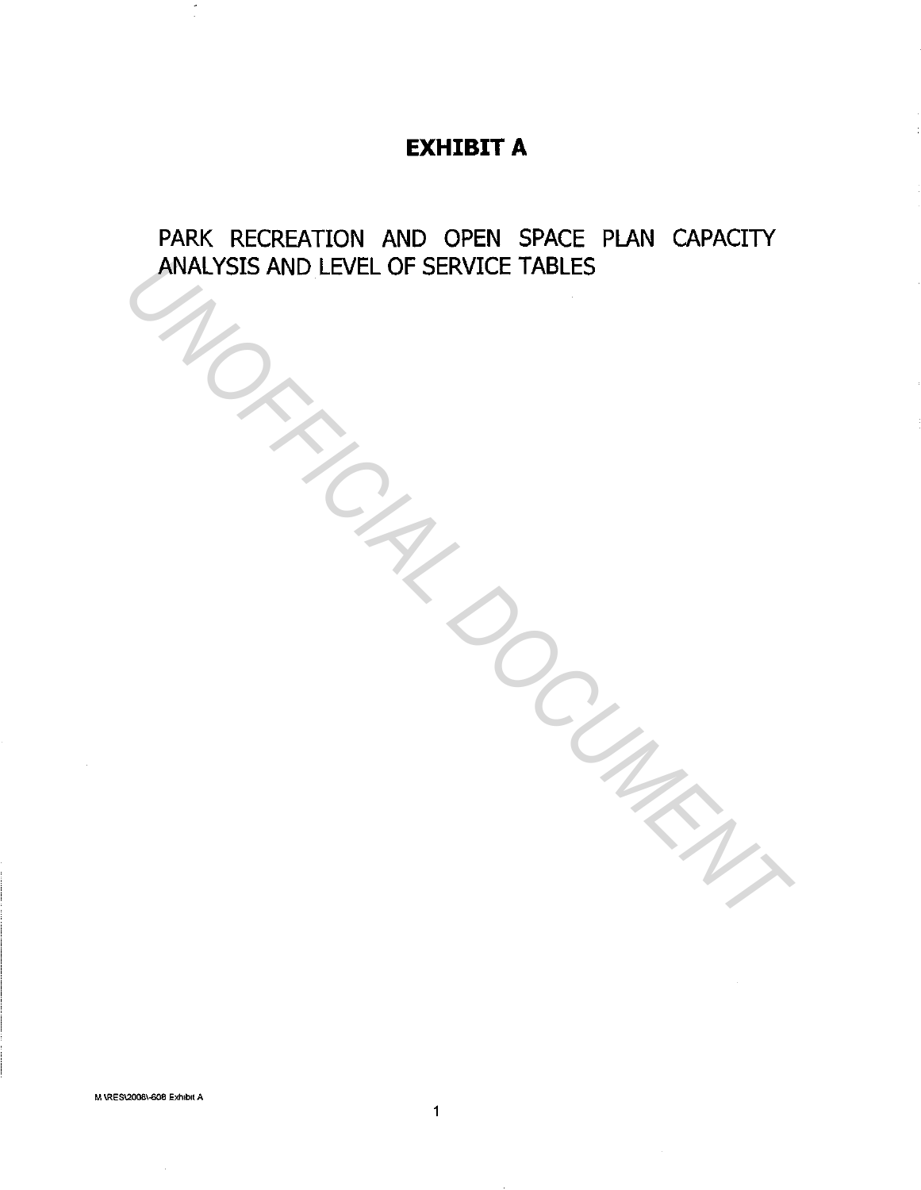# EXHIBIT A

PARK RECREATION AND OPEN SPACE PLAN CAPACITY ANALYSIS AND LEVEL OF SERVICE TABLES

M:\RES\2008\-608 Exhibit A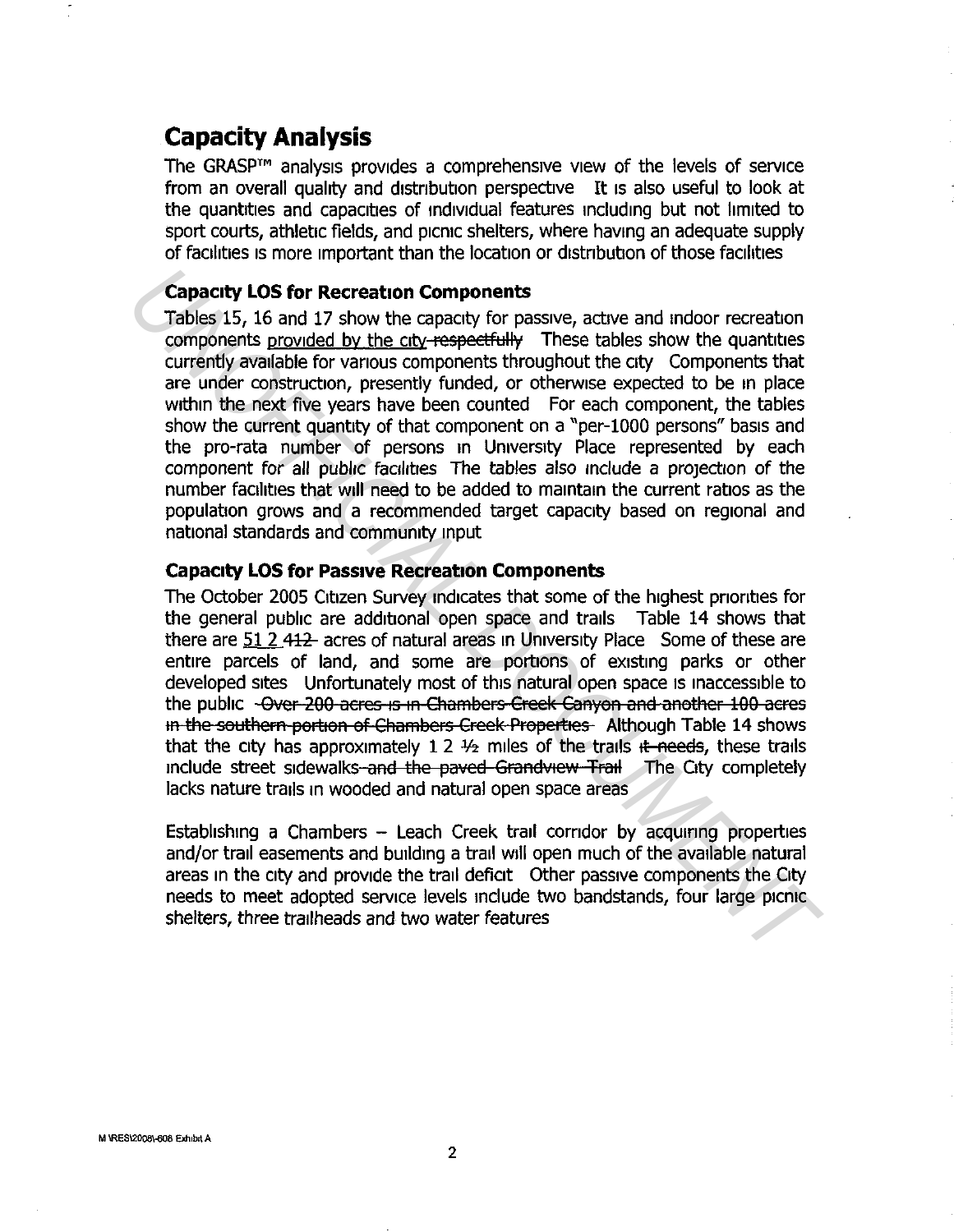## Capacity Analysis

The GRASP™ analysis provides a comprehensive view of the levels of service from an overall quality and distribution perspective. It is also useful to look at the quantities and capacities of individual features including but not limited to sport courts, athletic fields, and picnic shelters, where having an adequate supply of facilities is more important than the location or distribution of those facilities.

### Capacity LOS for Recreation Components

Tables 15, 16 and 17 show the capacity for passive, active and indoor recreation components provided by the city ~~respectfully~~. These tables show the quantities currently available for various components throughout the city. Components that are under construction, presently funded, or otherwise expected to be in place within the next five years have been counted. For each component, the tables show the current quantity of that component on a "per-1000 persons" basis and the pro-rata number of persons in University Place represented by each component for all public facilities. The tables also include a projection of the number facilities that will need to be added to maintain the current ratios as the population grows and a recommended target capacity based on regional and national standards and community input.

### Capacity LOS for Passive Recreation Components

The October 2005 Citizen Survey indicates that some of the highest priorities for the general public are additional open space and trails. Table 14 shows that there are 51.2 ~~412~~ acres of natural areas in University Place. Some of these are entire parcels of land, and some are portions of existing parks or other developed sites. Unfortunately most of this natural open space is inaccessible to the public. ~~Over 200 acres is in Chambers Creek Canyon and another 100 acres in the southern portion of Chambers Creek Properties.~~ Although Table 14 shows that the city has approximately 12 ½ miles of the trails ~~it needs~~, these trails include street sidewalks ~~and the paved Grandview Trail~~. The City completely lacks nature trails in wooded and natural open space areas.

Establishing a Chambers – Leach Creek trail corridor by acquiring properties and/or trail easements and building a trail will open much of the available natural areas in the city and provide the trail deficit. Other passive components the City needs to meet adopted service levels include two bandstands, four large picnic shelters, three trailheads and two water features.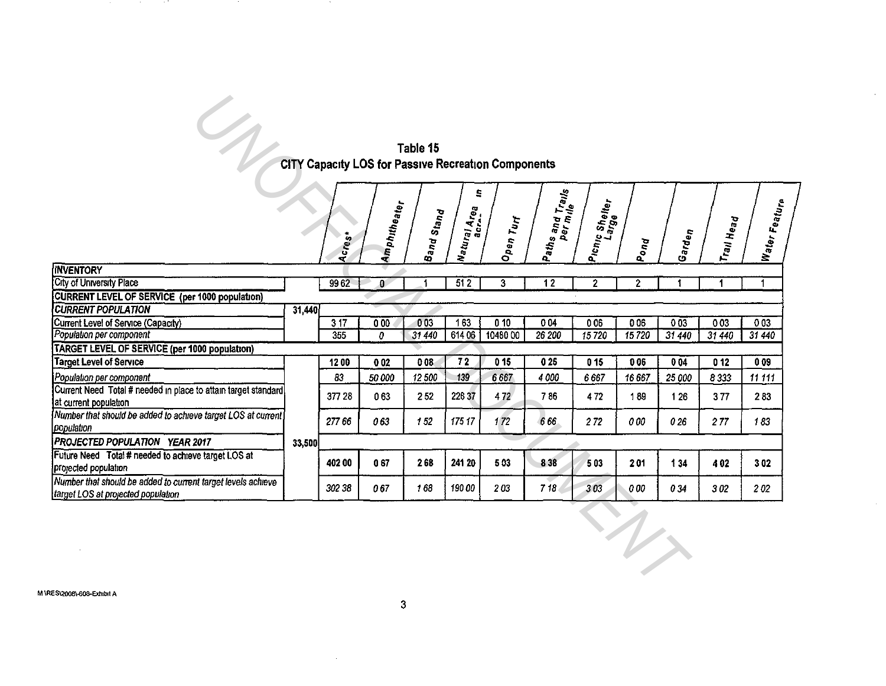# Table 15
## CITY Capacity LOS for Passive Recreation Components

| | | Acres* | Amphitheater | Band Stand | Natural Area in acres | Open Turf | Paths and Trails per mile | Picnic Shelter Large | Pond | Garden | Trail Head | Water Feature |
|---|---|---|---|---|---|---|---|---|---|---|---|---|
| **INVENTORY** | | | | | | | | | | | | |
| City of University Place | | 99 62 | 0 | 1 | 51 2 | 3 | 1 2 | 2 | 2 | 1 | 1 | 1 |
| **CURRENT LEVEL OF SERVICE (per 1000 population)** | | | | | | | | | | | | |
| ***CURRENT POPULATION*** | 31,440 | | | | | | | | | | | |
| Current Level of Service (Capacity) | | 3 17 | 0 00 | 0 03 | 1 63 | 0 10 | 0 04 | 0 06 | 0 06 | 0 03 | 0 03 | 0 03 |
| *Population per component* | | 355 | *0* | *31 440* | 614 06 | 10480 00 | *26 200* | *15 720* | *15 720* | *31 440* | *31 440* | *31 440* |
| **TARGET LEVEL OF SERVICE (per 1000 population)** | | | | | | | | | | | | |
| **Target Level of Service** | | **12 00** | **0 02** | **0 08** | **7 2** | **0 15** | **0 25** | **0 15** | **0 06** | **0 04** | **0 12** | **0 09** |
| *Population per component* | | *83* | *50 000* | *12 500* | *139* | *6 667* | *4 000* | *6 667* | *16 667* | *25 000* | *8 333* | *11 111* |
| Current Need Total # needed in place to attain target standard at current population | | 377 28 | 0 63 | 2 52 | 226 37 | 4 72 | 7 86 | 4 72 | 1 89 | 1 26 | 3 77 | 2 83 |
| *Number that should be added to achieve target LOS at current population* | | *277 66* | *0 63* | *1 52* | *175 17* | *1 72* | *6 66* | *2 72* | *0 00* | *0 26* | *2 77* | *1 83* |
| ***PROJECTED POPULATION YEAR 2017*** | 33,500 | | | | | | | | | | | |
| Future Need Total # needed to achieve target LOS at projected population | | **402 00** | **0 67** | **2 68** | **241 20** | **5 03** | **8 38** | **5 03** | **2 01** | **1 34** | **4 02** | **3 02** |
| *Number that should be added to current target levels achieve target LOS at projected population* | | *302 38* | *0 67* | *1 68* | *190 00* | *2 03* | *7 18* | *3 03* | *0 00* | *0 34* | *3 02* | *2 02* |

M \RES\2008\-608-Exhibit A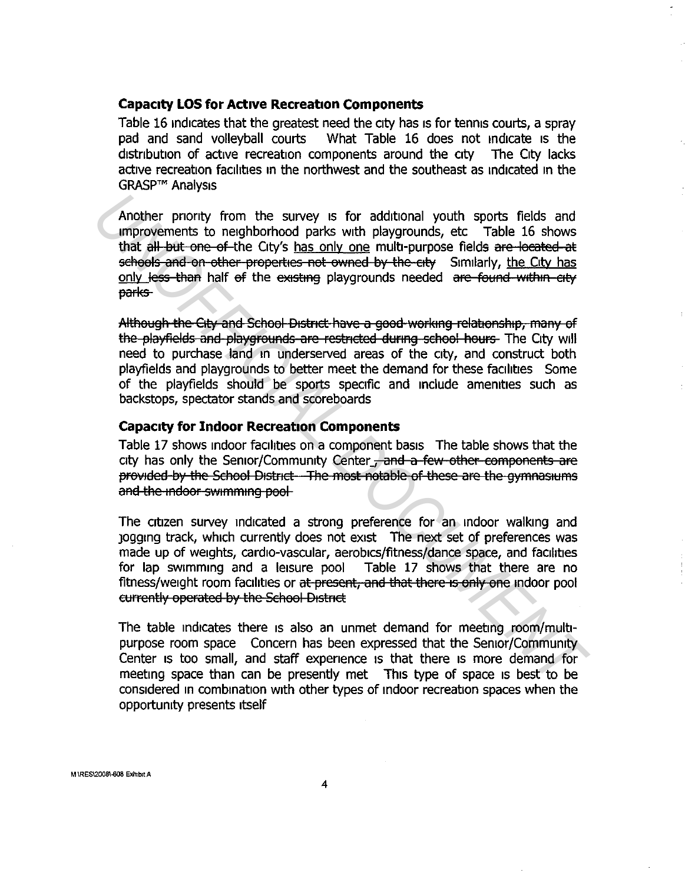### Capacity LOS for Active Recreation Components

Table 16 indicates that the greatest need the city has is for tennis courts, a spray pad and sand volleyball courts What Table 16 does not indicate is the distribution of active recreation components around the city The City lacks active recreation facilities in the northwest and the southeast as indicated in the GRASP™ Analysis

Another priority from the survey is for additional youth sports fields and improvements to neighborhood parks with playgrounds, etc Table 16 shows that ~~all but one of~~ the City's <u>has only one</u> multi-purpose fields ~~are located at schools and on other properties not owned by the city~~ Similarly, <u>the City has only</u> ~~less than~~ half ~~of~~ the ~~existing~~ playgrounds needed ~~are found within city parks~~

~~Although the City and School District have a good working relationship, many of the playfields and playgrounds are restricted during school hours~~ The City will need to purchase land in underserved areas of the city, and construct both playfields and playgrounds to better meet the demand for these facilities Some of the playfields should be sports specific and include amenities such as backstops, spectator stands and scoreboards

### Capacity for Indoor Recreation Components

Table 17 shows indoor facilities on a component basis The table shows that the city has only the Senior/Community Center<u>.</u>~~, and a few other components are provided by the School District The most notable of these are the gymnasiums and the indoor swimming pool~~

The citizen survey indicated a strong preference for an indoor walking and jogging track, which currently does not exist The next set of preferences was made up of weights, cardio-vascular, aerobics/fitness/dance space, and facilities for lap swimming and a leisure pool Table 17 shows that there are no fitness/weight room facilities or ~~at present, and that there is only one~~ indoor pool ~~currently operated by the School District~~

The table indicates there is also an unmet demand for meeting room/multi-purpose room space Concern has been expressed that the Senior/Community Center is too small, and staff experience is that there is more demand for meeting space than can be presently met This type of space is best to be considered in combination with other types of indoor recreation spaces when the opportunity presents itself

M:\RES\2008\-608 Exhibit A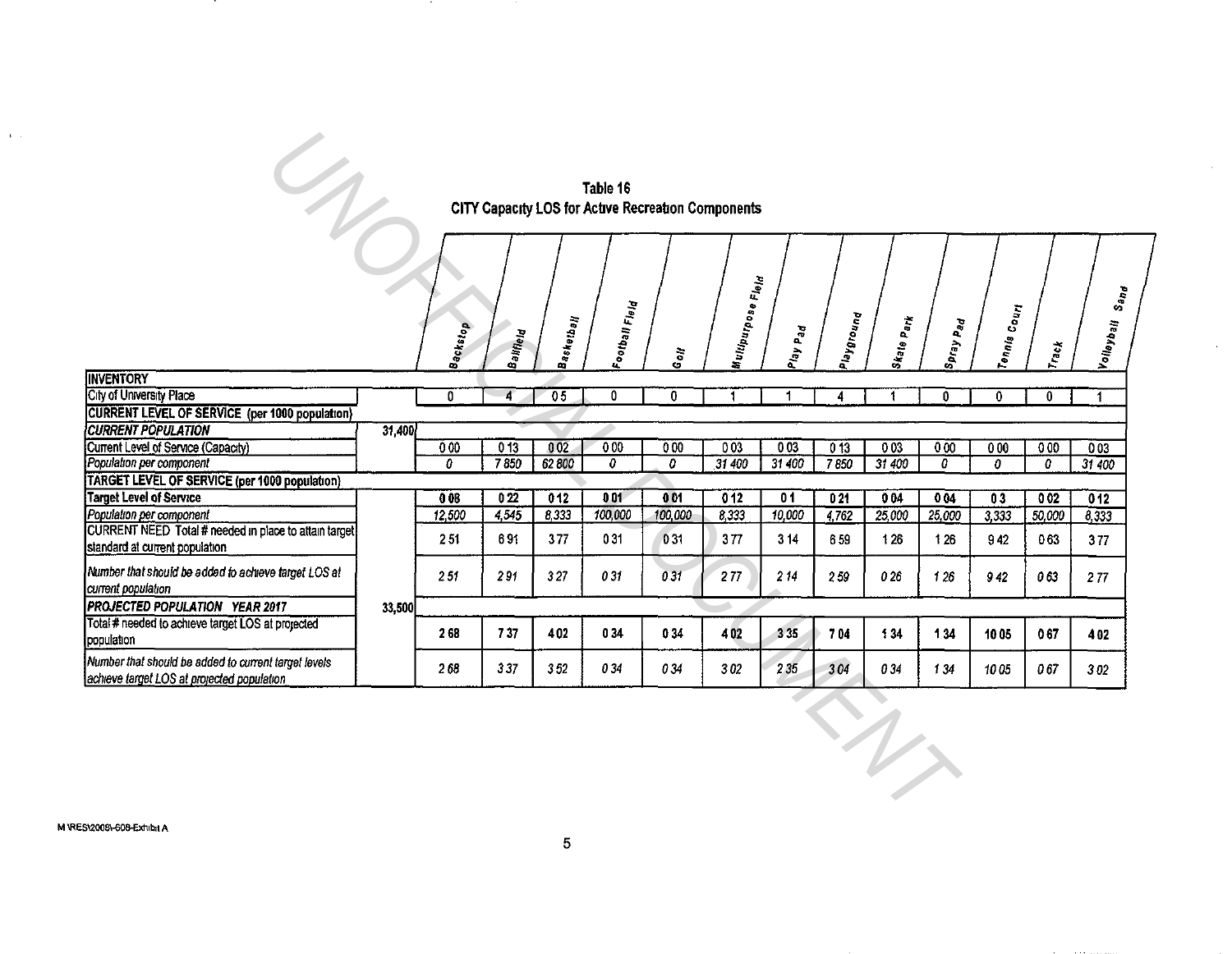**Table 16**
**CITY Capacity LOS for Active Recreation Components**

| | | Backstop | Ballfield | Basketball | Football Field | Golf | Multipurpose Field | Play Pad | Playground | Skate Park | Spray Pad | Tennis Court | Track | Volleyball Sand |
|---|---|---|---|---|---|---|---|---|---|---|---|---|---|---|
| **INVENTORY** | | | | | | | | | | | | | | |
| City of University Place | | 0 | 4 | 0 5 | 0 | 0 | 1 | 1 | 4 | 1 | 0 | 0 | 0 | 1 |
| **CURRENT LEVEL OF SERVICE (per 1000 population)** | | | | | | | | | | | | | | |
| ***CURRENT POPULATION*** | 31,400 | | | | | | | | | | | | | |
| Current Level of Service (Capacity) | | 0 00 | 0 13 | 0 02 | 0 00 | 0 00 | 0 03 | 0 03 | 0 13 | 0 03 | 0 00 | 0 00 | 0 00 | 0 03 |
| *Population per component* | | *0* | *7 850* | *62 800* | *0* | *0* | *31 400* | *31 400* | *7 850* | *31 400* | *0* | *0* | *0* | *31 400* |
| **TARGET LEVEL OF SERVICE (per 1000 population)** | | | | | | | | | | | | | | |
| **Target Level of Service** | | **0 08** | **0 22** | **0 12** | **0 01** | **0 01** | **0 12** | **0 1** | **0 21** | **0 04** | **0 04** | **0 3** | **0 02** | **0 12** |
| *Population per component* | | *12,500* | *4,545* | *8,333* | *100,000* | *100,000* | *8,333* | *10,000* | *4,762* | *25,000* | *25,000* | *3,333* | *50,000* | *8,333* |
| CURRENT NEED Total # needed in place to attain target standard at current population | | 2 51 | 6 91 | 3 77 | 0 31 | 0 31 | 3 77 | 3 14 | 6 59 | 1 26 | 1 26 | 9 42 | 0 63 | 3 77 |
| *Number that should be added to achieve target LOS at current population* | | *2 51* | *2 91* | *3 27* | *0 31* | *0 31* | *2 77* | *2 14* | *2 59* | *0 26* | *1 26* | *9 42* | *0 63* | *2 77* |
| ***PROJECTED POPULATION YEAR 2017*** | 33,500 | | | | | | | | | | | | | |
| Total # needed to achieve target LOS at projected population | | **2 68** | **7 37** | **4 02** | **0 34** | **0 34** | **4 02** | **3 35** | **7 04** | **1 34** | **1 34** | **10 05** | **0 67** | **4 02** |
| *Number that should be added to current target levels achieve target LOS at projected population* | | *2 68* | *3 37* | *3 52* | *0 34* | *0 34* | *3 02* | *2 35* | *3 04* | *0 34* | *1 34* | *10 05* | *0 67* | *3 02* |

M \RES\2008\-608-Exhibit A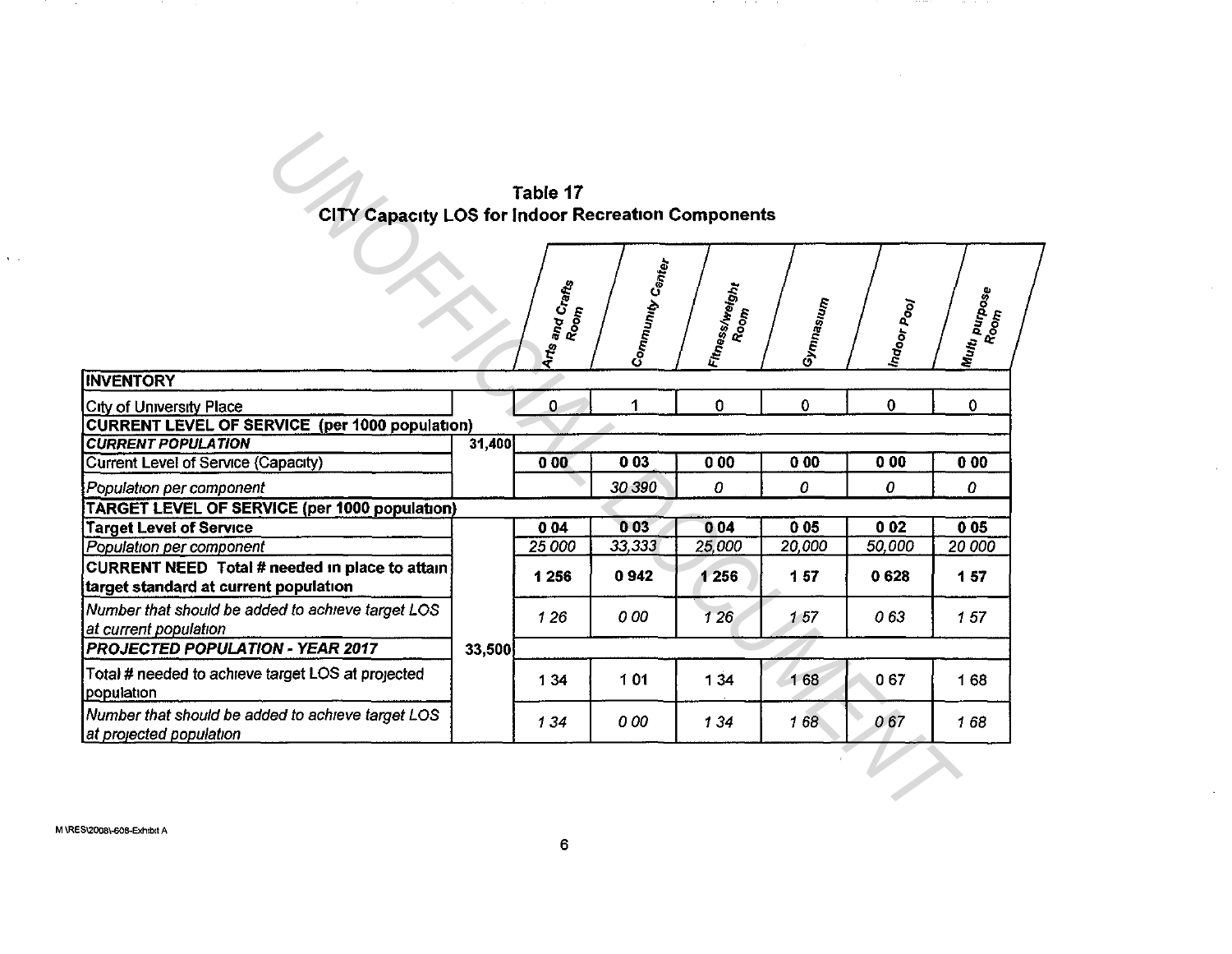# Table 17
## CITY Capacity LOS for Indoor Recreation Components

| | | Arts and Crafts Room | Community Center | Fitness/weight Room | Gymnasium | Indoor Pool | Multi purpose Room |
|---|---|---|---|---|---|---|---|
| **INVENTORY** | | | | | | | |
| City of University Place | | 0 | 1 | 0 | 0 | 0 | 0 |
| **CURRENT LEVEL OF SERVICE (per 1000 population)** | | | | | | | |
| ***CURRENT POPULATION*** | 31,400 | | | | | | |
| Current Level of Service (Capacity) | | **0 00** | **0 03** | **0 00** | **0 00** | **0 00** | **0 00** |
| *Population per component* | | | *30 390* | *0* | *0* | *0* | *0* |
| **TARGET LEVEL OF SERVICE (per 1000 population)** | | | | | | | |
| **Target Level of Service** | | **0 04** | **0 03** | **0 04** | **0 05** | **0 02** | **0 05** |
| *Population per component* | | *25 000* | *33,333* | *25,000* | *20,000* | *50,000* | *20 000* |
| **CURRENT NEED Total # needed in place to attain target standard at current population** | | **1 256** | **0 942** | **1 256** | **1 57** | **0 628** | **1 57** |
| *Number that should be added to achieve target LOS at current population* | | *1 26* | *0 00* | *1 26* | *1 57* | *0 63* | *1 57* |
| ***PROJECTED POPULATION - YEAR 2017*** | 33,500 | | | | | | |
| Total # needed to achieve target LOS at projected population | | 1 34 | 1 01 | 1 34 | 1 68 | 0 67 | 1 68 |
| *Number that should be added to achieve target LOS at projected population* | | *1 34* | *0 00* | *1 34* | *1 68* | *0 67* | *1 68* |

UNOFFICIAL DOCUMENT

M \RES\2008\-608-Exhibit A